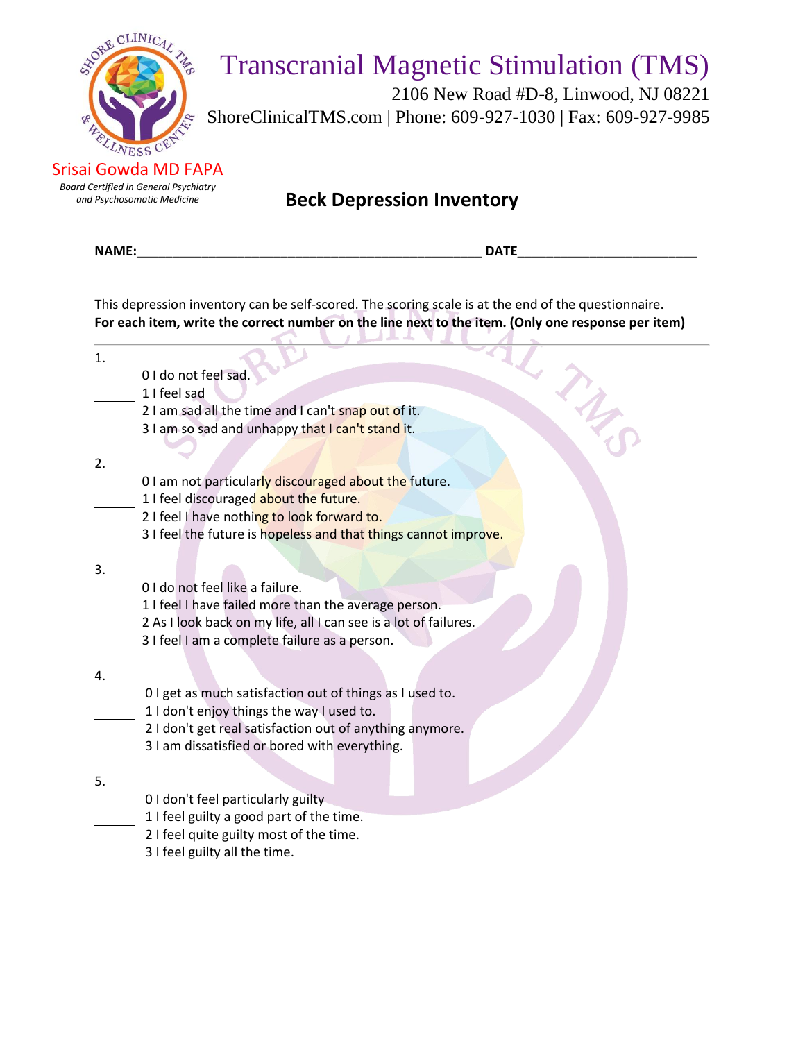# Transcranial Magnetic Stimulation (TMS)

2106 New Road #D-8, Linwood, NJ 08221

ShoreClinicalTMS.com | Phone: 609-927-1030 | Fax: 609-927-9985

Srisai Gowda MD FAPA

*Board Certified in General Psychiatry and Psychosomatic Medicine*

## Beck Depression Inventory

**NAME:**\_\_\_\_\_\_\_\_\_\_\_\_\_\_\_\_\_\_\_\_\_\_\_\_\_\_\_\_\_\_\_\_\_\_\_\_\_\_\_\_\_\_\_\_\_\_\_\_ **DATE**\_\_\_\_\_\_\_\_\_\_\_\_\_\_\_\_\_\_\_\_\_\_\_\_\_

This depression inventory can be self-scored. The scoring scale is at the end of the questionnaire.
**For each item, write the correct number on the line next to the item. (Only one response per item)**

---

1.

\_\_\_\_\_\_

0 I do not feel sad.
1 I feel sad
2 I am sad all the time and I can't snap out of it.
3 I am so sad and unhappy that I can't stand it.

2.

\_\_\_\_\_\_

0 I am not particularly discouraged about the future.
1 I feel discouraged about the future.
2 I feel I have nothing to look forward to.
3 I feel the future is hopeless and that things cannot improve.

3.

\_\_\_\_\_\_

0 I do not feel like a failure.
1 I feel I have failed more than the average person.
2 As I look back on my life, all I can see is a lot of failures.
3 I feel I am a complete failure as a person.

4.

\_\_\_\_\_\_

0 I get as much satisfaction out of things as I used to.
1 I don't enjoy things the way I used to.
2 I don't get real satisfaction out of anything anymore.
3 I am dissatisfied or bored with everything.

5.

\_\_\_\_\_\_

0 I don't feel particularly guilty
1 I feel guilty a good part of the time.
2 I feel quite guilty most of the time.
3 I feel guilty all the time.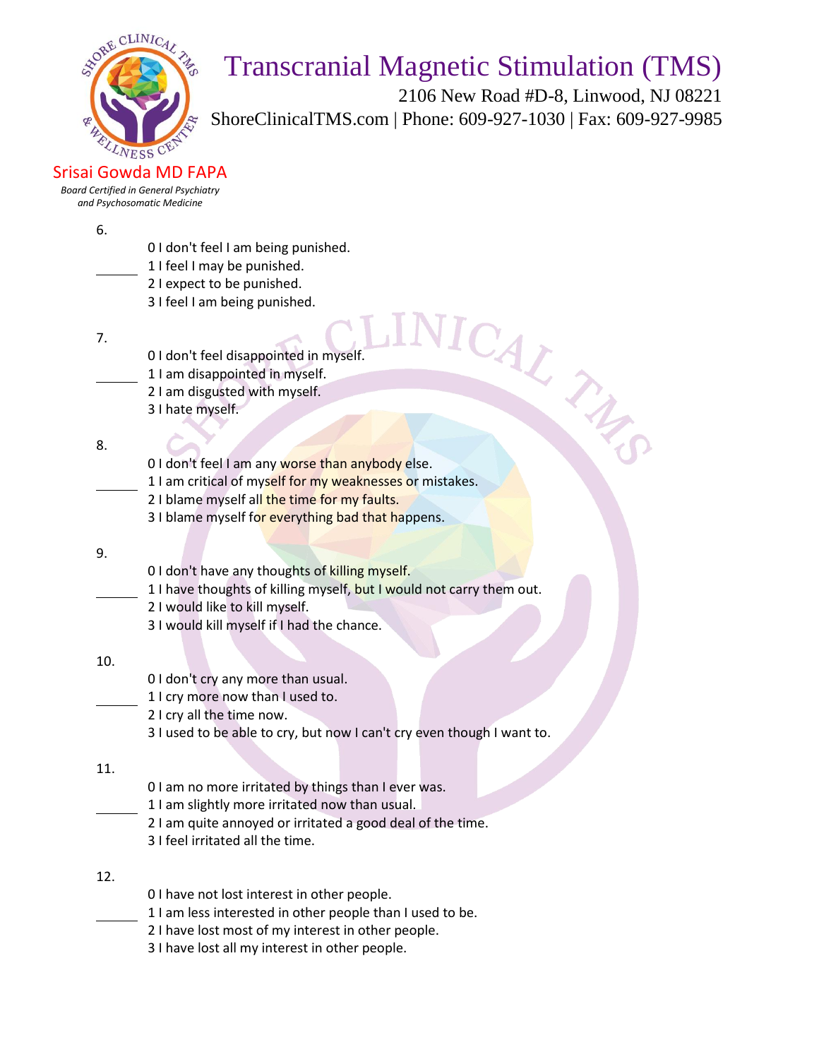6.

_____ 
0 I don't feel I am being punished.
1 I feel I may be punished.
2 I expect to be punished.
3 I feel I am being punished.

7.

_____ 
0 I don't feel disappointed in myself.
1 I am disappointed in myself.
2 I am disgusted with myself.
3 I hate myself.

8.

_____ 
0 I don't feel I am any worse than anybody else.
1 I am critical of myself for my weaknesses or mistakes.
2 I blame myself all the time for my faults.
3 I blame myself for everything bad that happens.

9.

_____ 
0 I don't have any thoughts of killing myself.
1 I have thoughts of killing myself, but I would not carry them out.
2 I would like to kill myself.
3 I would kill myself if I had the chance.

10.

_____ 
0 I don't cry any more than usual.
1 I cry more now than I used to.
2 I cry all the time now.
3 I used to be able to cry, but now I can't cry even though I want to.

11.

_____ 
0 I am no more irritated by things than I ever was.
1 I am slightly more irritated now than usual.
2 I am quite annoyed or irritated a good deal of the time.
3 I feel irritated all the time.

12.

_____ 
0 I have not lost interest in other people.
1 I am less interested in other people than I used to be.
2 I have lost most of my interest in other people.
3 I have lost all my interest in other people.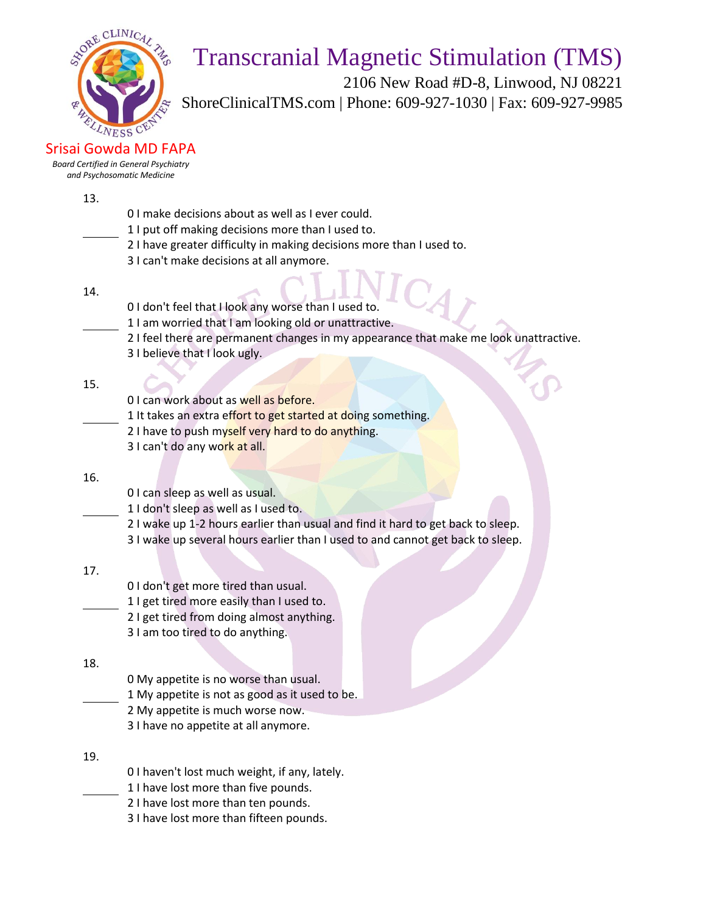13.

_____
0 I make decisions about as well as I ever could.
1 I put off making decisions more than I used to.
2 I have greater difficulty in making decisions more than I used to.
3 I can't make decisions at all anymore.

14.

_____
0 I don't feel that I look any worse than I used to.
1 I am worried that I am looking old or unattractive.
2 I feel there are permanent changes in my appearance that make me look unattractive.
3 I believe that I look ugly.

15.

_____
0 I can work about as well as before.
1 It takes an extra effort to get started at doing something.
2 I have to push myself very hard to do anything.
3 I can't do any work at all.

16.

_____
0 I can sleep as well as usual.
1 I don't sleep as well as I used to.
2 I wake up 1-2 hours earlier than usual and find it hard to get back to sleep.
3 I wake up several hours earlier than I used to and cannot get back to sleep.

17.

_____
0 I don't get more tired than usual.
1 I get tired more easily than I used to.
2 I get tired from doing almost anything.
3 I am too tired to do anything.

18.

_____
0 My appetite is no worse than usual.
1 My appetite is not as good as it used to be.
2 My appetite is much worse now.
3 I have no appetite at all anymore.

19.

_____
0 I haven't lost much weight, if any, lately.
1 I have lost more than five pounds.
2 I have lost more than ten pounds.
3 I have lost more than fifteen pounds.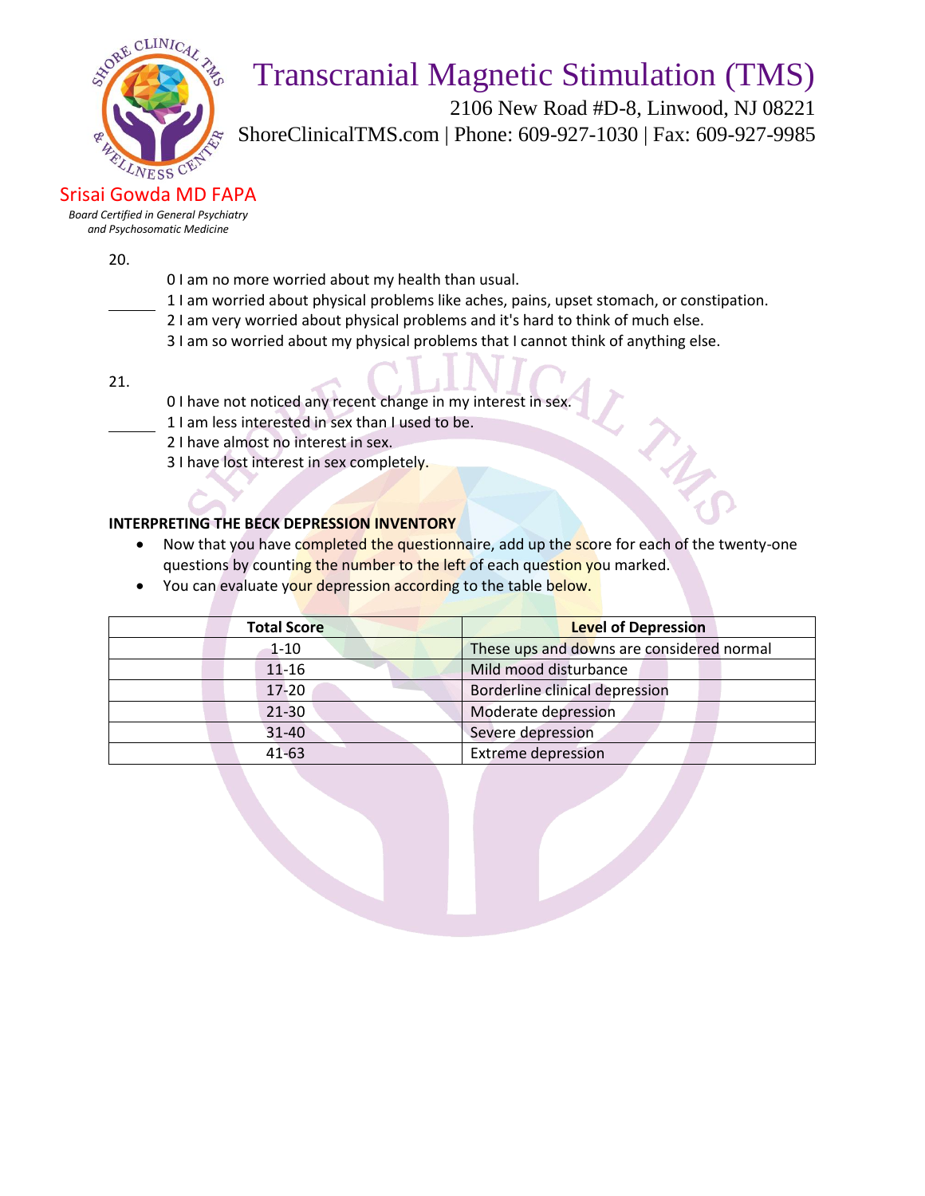20.

_______ 
0 I am no more worried about my health than usual.
1 I am worried about physical problems like aches, pains, upset stomach, or constipation.
2 I am very worried about physical problems and it's hard to think of much else.
3 I am so worried about my physical problems that I cannot think of anything else.

21.

_______ 
0 I have not noticed any recent change in my interest in sex.
1 I am less interested in sex than I used to be.
2 I have almost no interest in sex.
3 I have lost interest in sex completely.

**INTERPRETING THE BECK DEPRESSION INVENTORY**

- Now that you have completed the questionnaire, add up the score for each of the twenty-one questions by counting the number to the left of each question you marked.
- You can evaluate your depression according to the table below.

| Total Score | Level of Depression |
|---|---|
| 1-10 | These ups and downs are considered normal |
| 11-16 | Mild mood disturbance |
| 17-20 | Borderline clinical depression |
| 21-30 | Moderate depression |
| 31-40 | Severe depression |
| 41-63 | Extreme depression |